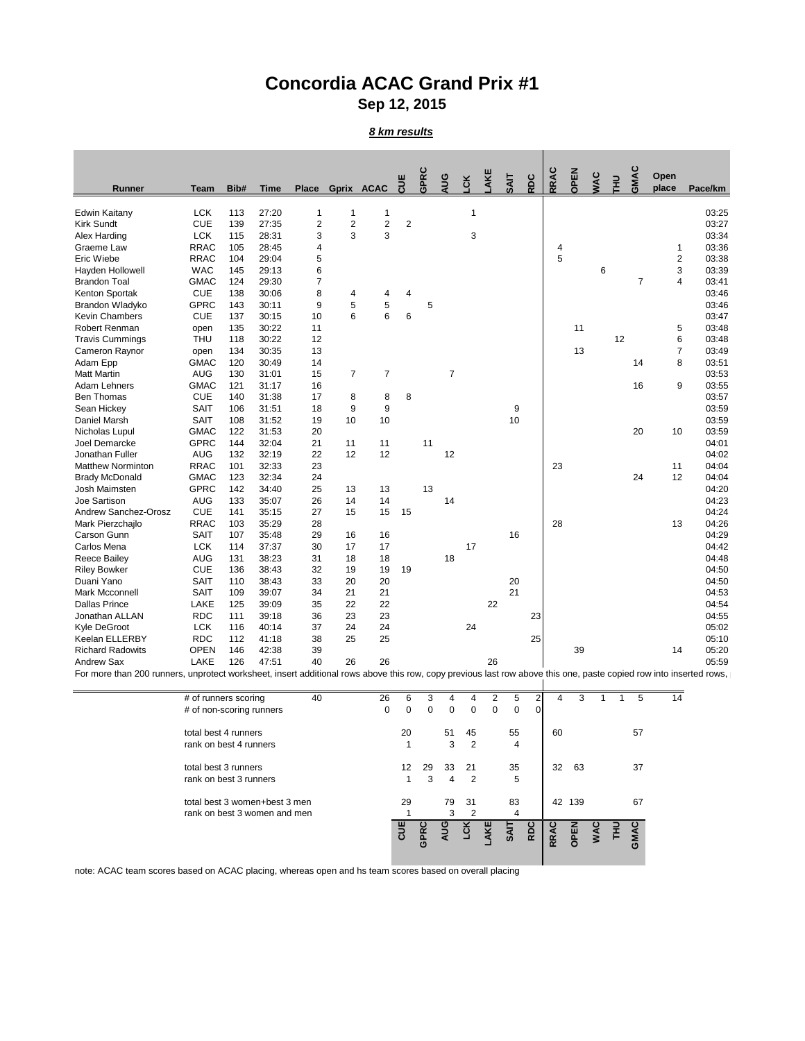# Concordia ACAC Grand Prix #1

## Sep 12, 2015

***8 km results***

| Runner | Team | Bib# | Time | Place | Gprix | ACAC | CUE | GPRC | AUG | LCK | LAKE | SAIT | RDC | RRAC | OPEN | WAC | THU | GMAC | Open place | Pace/km |
|---|---|---|---|---|---|---|---|---|---|---|---|---|---|---|---|---|---|---|---|---|
| Edwin Kaitany | LCK | 113 | 27:20 | 1 | 1 | 1 | | | | 1 | | | | | | | | | | 03:25 |
| Kirk Sundt | CUE | 139 | 27:35 | 2 | 2 | 2 | 2 | | | | | | | | | | | | | 03:27 |
| Alex Harding | LCK | 115 | 28:31 | 3 | 3 | 3 | | | | 3 | | | | | | | | | | 03:34 |
| Graeme Law | RRAC | 105 | 28:45 | 4 | | | | | | | | | | 4 | | | | | 1 | 03:36 |
| Eric Wiebe | RRAC | 104 | 29:04 | 5 | | | | | | | | | | 5 | | | | | 2 | 03:38 |
| Hayden Hollowell | WAC | 145 | 29:13 | 6 | | | | | | | | | | | | 6 | | | 3 | 03:39 |
| Brandon Toal | GMAC | 124 | 29:30 | 7 | | | | | | | | | | | | | | 7 | 4 | 03:41 |
| Kenton Sportak | CUE | 138 | 30:06 | 8 | 4 | 4 | 4 | | | | | | | | | | | | | 03:46 |
| Brandon Wladyko | GPRC | 143 | 30:11 | 9 | 5 | 5 | | 5 | | | | | | | | | | | | 03:46 |
| Kevin Chambers | CUE | 137 | 30:15 | 10 | 6 | 6 | 6 | | | | | | | | | | | | | 03:47 |
| Robert Renman | open | 135 | 30:22 | 11 | | | | | | | | | | | 11 | | | | 5 | 03:48 |
| Travis Cummings | THU | 118 | 30:22 | 12 | | | | | | | | | | | | | 12 | | 6 | 03:48 |
| Cameron Raynor | open | 134 | 30:35 | 13 | | | | | | | | | | | 13 | | | | 7 | 03:49 |
| Adam Epp | GMAC | 120 | 30:49 | 14 | | | | | | | | | | | | | | 14 | 8 | 03:51 |
| Matt Martin | AUG | 130 | 31:01 | 15 | 7 | 7 | | | 7 | | | | | | | | | | | 03:53 |
| Adam Lehners | GMAC | 121 | 31:17 | 16 | | | | | | | | | | | | | | 16 | 9 | 03:55 |
| Ben Thomas | CUE | 140 | 31:38 | 17 | 8 | 8 | 8 | | | | | | | | | | | | | 03:57 |
| Sean Hickey | SAIT | 106 | 31:51 | 18 | 9 | 9 | | | | | | 9 | | | | | | | | 03:59 |
| Daniel Marsh | SAIT | 108 | 31:52 | 19 | 10 | 10 | | | | | | 10 | | | | | | | | 03:59 |
| Nicholas Lupul | GMAC | 122 | 31:53 | 20 | | | | | | | | | | | | | | 20 | 10 | 03:59 |
| Joel Demarcke | GPRC | 144 | 32:04 | 21 | 11 | 11 | | 11 | | | | | | | | | | | | 04:01 |
| Jonathan Fuller | AUG | 132 | 32:19 | 22 | 12 | 12 | | | 12 | | | | | | | | | | | 04:02 |
| Matthew Norminton | RRAC | 101 | 32:33 | 23 | | | | | | | | | | 23 | | | | | 11 | 04:04 |
| Brady McDonald | GMAC | 123 | 32:34 | 24 | | | | | | | | | | | | | | 24 | 12 | 04:04 |
| Josh Maimsten | GPRC | 142 | 34:40 | 25 | 13 | 13 | | 13 | | | | | | | | | | | | 04:20 |
| Joe Sartison | AUG | 133 | 35:07 | 26 | 14 | 14 | | | 14 | | | | | | | | | | | 04:23 |
| Andrew Sanchez-Orosz | CUE | 141 | 35:15 | 27 | 15 | 15 | 15 | | | | | | | | | | | | | 04:24 |
| Mark Pierzchajlo | RRAC | 103 | 35:29 | 28 | | | | | | | | | | 28 | | | | | 13 | 04:26 |
| Carson Gunn | SAIT | 107 | 35:48 | 29 | 16 | 16 | | | | | | 16 | | | | | | | | 04:29 |
| Carlos Mena | LCK | 114 | 37:37 | 30 | 17 | 17 | | | | 17 | | | | | | | | | | 04:42 |
| Reece Bailey | AUG | 131 | 38:23 | 31 | 18 | 18 | | | 18 | | | | | | | | | | | 04:48 |
| Riley Bowker | CUE | 136 | 38:43 | 32 | 19 | 19 | 19 | | | | | | | | | | | | | 04:50 |
| Duani Yano | SAIT | 110 | 38:43 | 33 | 20 | 20 | | | | | | 20 | | | | | | | | 04:50 |
| Mark Mcconnell | SAIT | 109 | 39:07 | 34 | 21 | 21 | | | | | | 21 | | | | | | | | 04:53 |
| Dallas Prince | LAKE | 125 | 39:09 | 35 | 22 | 22 | | | | | 22 | | | | | | | | | 04:54 |
| Jonathan ALLAN | RDC | 111 | 39:18 | 36 | 23 | 23 | | | | | | | 23 | | | | | | | 04:55 |
| Kyle DeGroot | LCK | 116 | 40:14 | 37 | 24 | 24 | | | | 24 | | | | | | | | | | 05:02 |
| Keelan ELLERBY | RDC | 112 | 41:18 | 38 | 25 | 25 | | | | | | | 25 | | | | | | | 05:10 |
| Richard Radowits | OPEN | 146 | 42:38 | 39 | | | | | | | | | | | 39 | | | | 14 | 05:20 |
| Andrew Sax | LAKE | 126 | 47:51 | 40 | 26 | 26 | | | | | 26 | | | | | | | | | 05:59 |

For more than 200 runners, unprotect worksheet, insert additional rows above this row, copy previous last row above this one, paste copied row into inserted rows,

| | Place | ACAC | CUE | GPRC | AUG | LCK | LAKE | SAIT | RDC | RRAC | OPEN | WAC | THU | GMAC | Open place |
|---|---|---|---|---|---|---|---|---|---|---|---|---|---|---|---|
| # of runners scoring | 40 | 26 | 6 | 3 | 4 | 4 | 2 | 5 | 2 | 4 | 3 | 1 | 1 | 5 | 14 |
| # of non-scoring runners | | 0 | 0 | 0 | 0 | 0 | 0 | 0 | 0 | | | | | | |
| total best 4 runners | | | 20 | | 51 | 45 | | 55 | | 60 | | | | 57 | |
| rank on best 4 runners | | | 1 | | 3 | 2 | | 4 | | | | | | | |
| total best 3 runners | | | 12 | 29 | 33 | 21 | | 35 | | 32 | 63 | | | 37 | |
| rank on best 3 runners | | | 1 | 3 | 4 | 2 | | 5 | | | | | | | |
| total best 3 women+best 3 men | | | 29 | | 79 | 31 | | 83 | | 42 | 139 | | | 67 | |
| rank on best 3 women and men | | | 1 | | 3 | 2 | | 4 | | | | | | | |
| | | | CUE | GPRC | AUG | LCK | LAKE | SAIT | RDC | RRAC | OPEN | WAC | THU | GMAC | |

note: ACAC team scores based on ACAC placing, whereas open and hs team scores based on overall placing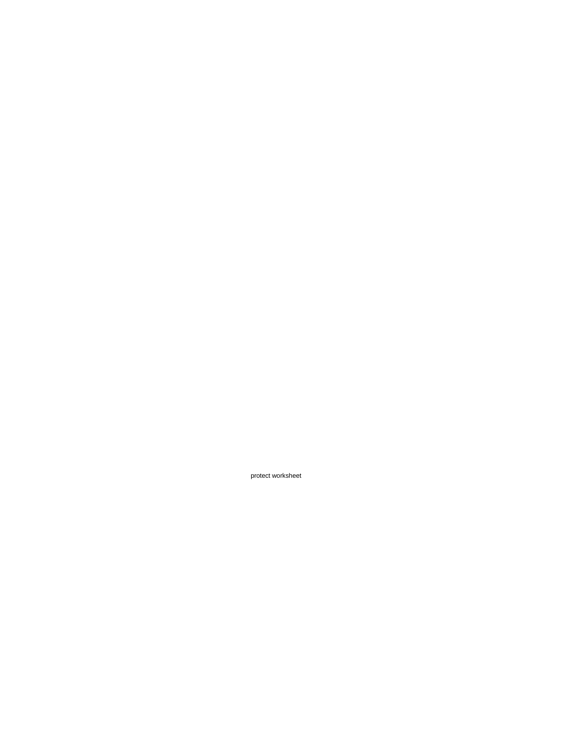protect worksheet